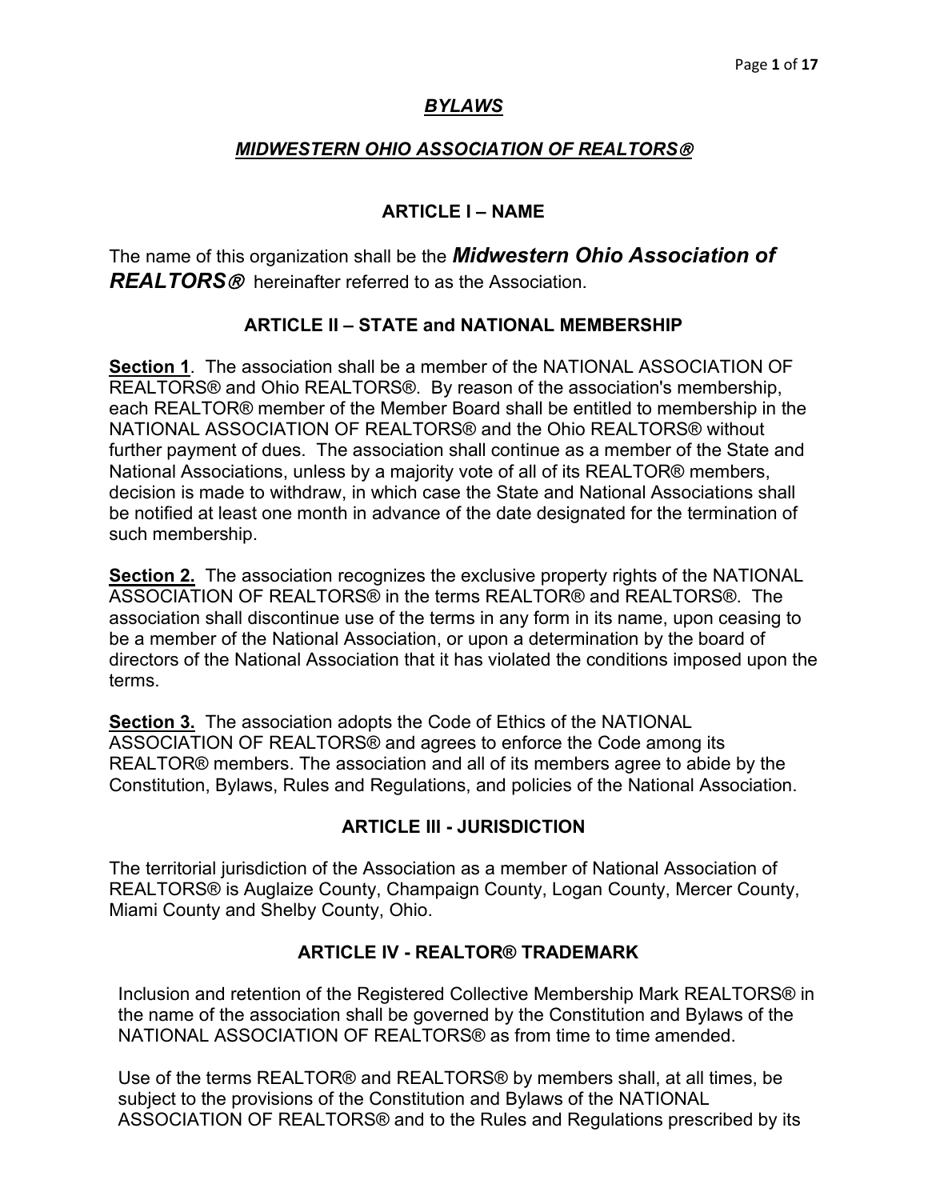# ***BYLAWS***

## ***MIDWESTERN OHIO ASSOCIATION OF REALTORS®***

### ARTICLE I – NAME

The name of this organization shall be the ***Midwestern Ohio Association of REALTORS®*** hereinafter referred to as the Association.

### ARTICLE II – STATE and NATIONAL MEMBERSHIP

**Section 1**. The association shall be a member of the NATIONAL ASSOCIATION OF REALTORS® and Ohio REALTORS®. By reason of the association's membership, each REALTOR® member of the Member Board shall be entitled to membership in the NATIONAL ASSOCIATION OF REALTORS® and the Ohio REALTORS® without further payment of dues. The association shall continue as a member of the State and National Associations, unless by a majority vote of all of its REALTOR® members, decision is made to withdraw, in which case the State and National Associations shall be notified at least one month in advance of the date designated for the termination of such membership.

**Section 2.** The association recognizes the exclusive property rights of the NATIONAL ASSOCIATION OF REALTORS® in the terms REALTOR® and REALTORS®. The association shall discontinue use of the terms in any form in its name, upon ceasing to be a member of the National Association, or upon a determination by the board of directors of the National Association that it has violated the conditions imposed upon the terms.

**Section 3.** The association adopts the Code of Ethics of the NATIONAL ASSOCIATION OF REALTORS® and agrees to enforce the Code among its REALTOR® members. The association and all of its members agree to abide by the Constitution, Bylaws, Rules and Regulations, and policies of the National Association.

### ARTICLE III - JURISDICTION

The territorial jurisdiction of the Association as a member of National Association of REALTORS® is Auglaize County, Champaign County, Logan County, Mercer County, Miami County and Shelby County, Ohio.

### ARTICLE IV - REALTOR® TRADEMARK

Inclusion and retention of the Registered Collective Membership Mark REALTORS® in the name of the association shall be governed by the Constitution and Bylaws of the NATIONAL ASSOCIATION OF REALTORS® as from time to time amended.

Use of the terms REALTOR® and REALTORS® by members shall, at all times, be subject to the provisions of the Constitution and Bylaws of the NATIONAL ASSOCIATION OF REALTORS® and to the Rules and Regulations prescribed by its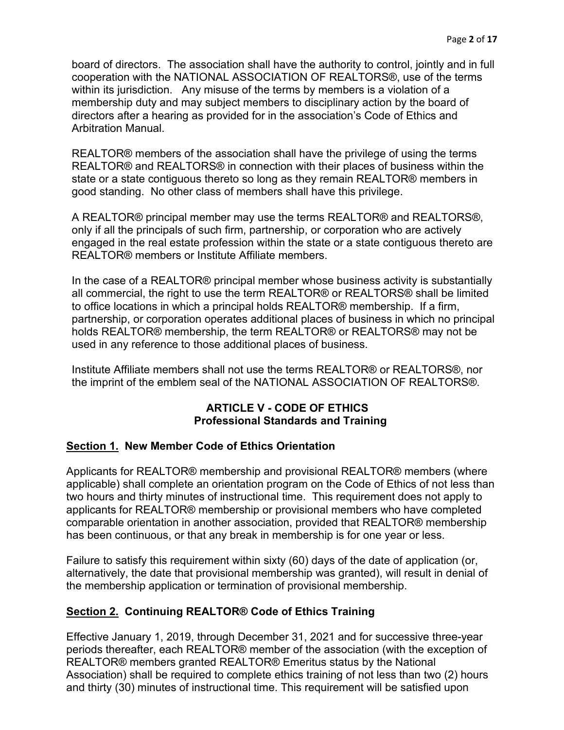board of directors. The association shall have the authority to control, jointly and in full cooperation with the NATIONAL ASSOCIATION OF REALTORS®, use of the terms within its jurisdiction. Any misuse of the terms by members is a violation of a membership duty and may subject members to disciplinary action by the board of directors after a hearing as provided for in the association's Code of Ethics and Arbitration Manual.

REALTOR® members of the association shall have the privilege of using the terms REALTOR® and REALTORS® in connection with their places of business within the state or a state contiguous thereto so long as they remain REALTOR® members in good standing. No other class of members shall have this privilege.

A REALTOR® principal member may use the terms REALTOR® and REALTORS®, only if all the principals of such firm, partnership, or corporation who are actively engaged in the real estate profession within the state or a state contiguous thereto are REALTOR® members or Institute Affiliate members.

In the case of a REALTOR® principal member whose business activity is substantially all commercial, the right to use the term REALTOR® or REALTORS® shall be limited to office locations in which a principal holds REALTOR® membership. If a firm, partnership, or corporation operates additional places of business in which no principal holds REALTOR® membership, the term REALTOR® or REALTORS® may not be used in any reference to those additional places of business.

Institute Affiliate members shall not use the terms REALTOR® or REALTORS®, nor the imprint of the emblem seal of the NATIONAL ASSOCIATION OF REALTORS®.

## ARTICLE V - CODE OF ETHICS
### Professional Standards and Training

### Section 1. New Member Code of Ethics Orientation

Applicants for REALTOR® membership and provisional REALTOR® members (where applicable) shall complete an orientation program on the Code of Ethics of not less than two hours and thirty minutes of instructional time. This requirement does not apply to applicants for REALTOR® membership or provisional members who have completed comparable orientation in another association, provided that REALTOR® membership has been continuous, or that any break in membership is for one year or less.

Failure to satisfy this requirement within sixty (60) days of the date of application (or, alternatively, the date that provisional membership was granted), will result in denial of the membership application or termination of provisional membership.

### Section 2. Continuing REALTOR® Code of Ethics Training

Effective January 1, 2019, through December 31, 2021 and for successive three-year periods thereafter, each REALTOR® member of the association (with the exception of REALTOR® members granted REALTOR® Emeritus status by the National Association) shall be required to complete ethics training of not less than two (2) hours and thirty (30) minutes of instructional time. This requirement will be satisfied upon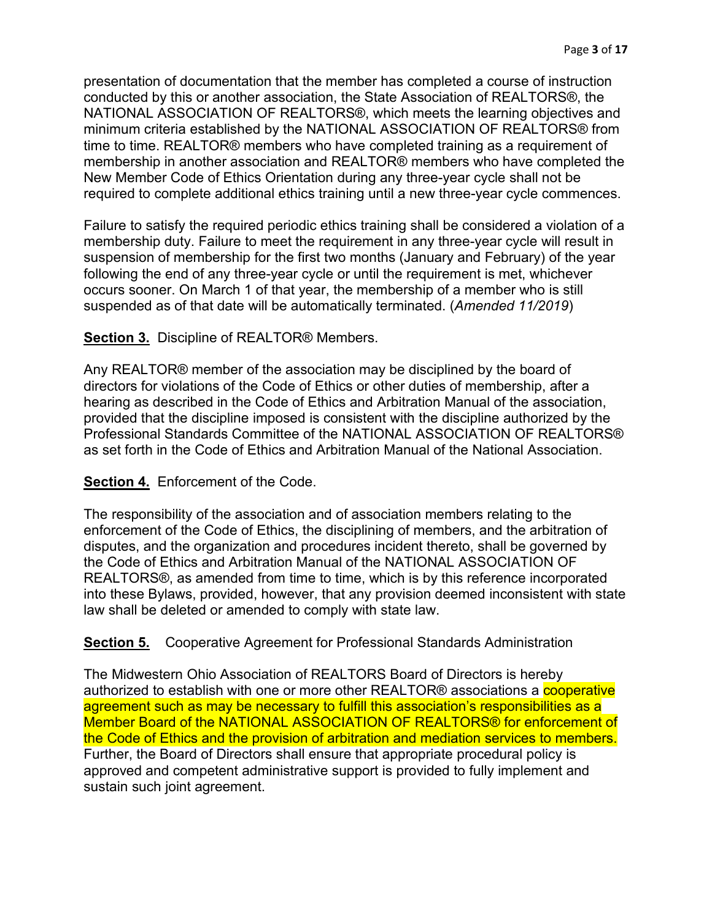presentation of documentation that the member has completed a course of instruction conducted by this or another association, the State Association of REALTORS®, the NATIONAL ASSOCIATION OF REALTORS®, which meets the learning objectives and minimum criteria established by the NATIONAL ASSOCIATION OF REALTORS® from time to time. REALTOR® members who have completed training as a requirement of membership in another association and REALTOR® members who have completed the New Member Code of Ethics Orientation during any three-year cycle shall not be required to complete additional ethics training until a new three-year cycle commences.

Failure to satisfy the required periodic ethics training shall be considered a violation of a membership duty. Failure to meet the requirement in any three-year cycle will result in suspension of membership for the first two months (January and February) of the year following the end of any three-year cycle or until the requirement is met, whichever occurs sooner. On March 1 of that year, the membership of a member who is still suspended as of that date will be automatically terminated. (*Amended 11/2019*)

**Section 3.** Discipline of REALTOR® Members.

Any REALTOR® member of the association may be disciplined by the board of directors for violations of the Code of Ethics or other duties of membership, after a hearing as described in the Code of Ethics and Arbitration Manual of the association, provided that the discipline imposed is consistent with the discipline authorized by the Professional Standards Committee of the NATIONAL ASSOCIATION OF REALTORS® as set forth in the Code of Ethics and Arbitration Manual of the National Association.

**Section 4.** Enforcement of the Code.

The responsibility of the association and of association members relating to the enforcement of the Code of Ethics, the disciplining of members, and the arbitration of disputes, and the organization and procedures incident thereto, shall be governed by the Code of Ethics and Arbitration Manual of the NATIONAL ASSOCIATION OF REALTORS®, as amended from time to time, which is by this reference incorporated into these Bylaws, provided, however, that any provision deemed inconsistent with state law shall be deleted or amended to comply with state law.

**Section 5.** Cooperative Agreement for Professional Standards Administration

The Midwestern Ohio Association of REALTORS Board of Directors is hereby authorized to establish with one or more other REALTOR® associations a cooperative agreement such as may be necessary to fulfill this association's responsibilities as a Member Board of the NATIONAL ASSOCIATION OF REALTORS® for enforcement of the Code of Ethics and the provision of arbitration and mediation services to members. Further, the Board of Directors shall ensure that appropriate procedural policy is approved and competent administrative support is provided to fully implement and sustain such joint agreement.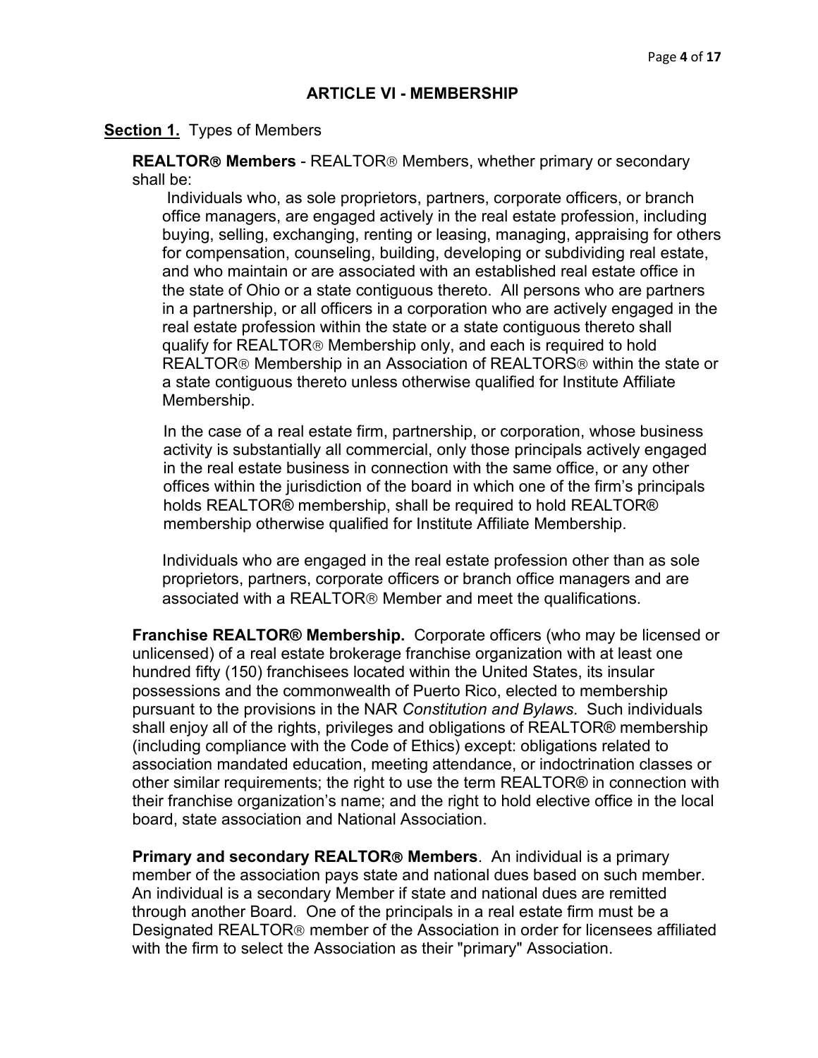## ARTICLE VI - MEMBERSHIP

**Section 1.** Types of Members

**REALTOR® Members** - REALTOR® Members, whether primary or secondary shall be:

Individuals who, as sole proprietors, partners, corporate officers, or branch office managers, are engaged actively in the real estate profession, including buying, selling, exchanging, renting or leasing, managing, appraising for others for compensation, counseling, building, developing or subdividing real estate, and who maintain or are associated with an established real estate office in the state of Ohio or a state contiguous thereto. All persons who are partners in a partnership, or all officers in a corporation who are actively engaged in the real estate profession within the state or a state contiguous thereto shall qualify for REALTOR® Membership only, and each is required to hold REALTOR® Membership in an Association of REALTORS® within the state or a state contiguous thereto unless otherwise qualified for Institute Affiliate Membership.

In the case of a real estate firm, partnership, or corporation, whose business activity is substantially all commercial, only those principals actively engaged in the real estate business in connection with the same office, or any other offices within the jurisdiction of the board in which one of the firm's principals holds REALTOR® membership, shall be required to hold REALTOR® membership otherwise qualified for Institute Affiliate Membership.

Individuals who are engaged in the real estate profession other than as sole proprietors, partners, corporate officers or branch office managers and are associated with a REALTOR® Member and meet the qualifications.

**Franchise REALTOR® Membership.** Corporate officers (who may be licensed or unlicensed) of a real estate brokerage franchise organization with at least one hundred fifty (150) franchisees located within the United States, its insular possessions and the commonwealth of Puerto Rico, elected to membership pursuant to the provisions in the NAR *Constitution and Bylaws*. Such individuals shall enjoy all of the rights, privileges and obligations of REALTOR® membership (including compliance with the Code of Ethics) except: obligations related to association mandated education, meeting attendance, or indoctrination classes or other similar requirements; the right to use the term REALTOR® in connection with their franchise organization's name; and the right to hold elective office in the local board, state association and National Association.

**Primary and secondary REALTOR® Members**. An individual is a primary member of the association pays state and national dues based on such member. An individual is a secondary Member if state and national dues are remitted through another Board. One of the principals in a real estate firm must be a Designated REALTOR® member of the Association in order for licensees affiliated with the firm to select the Association as their "primary" Association.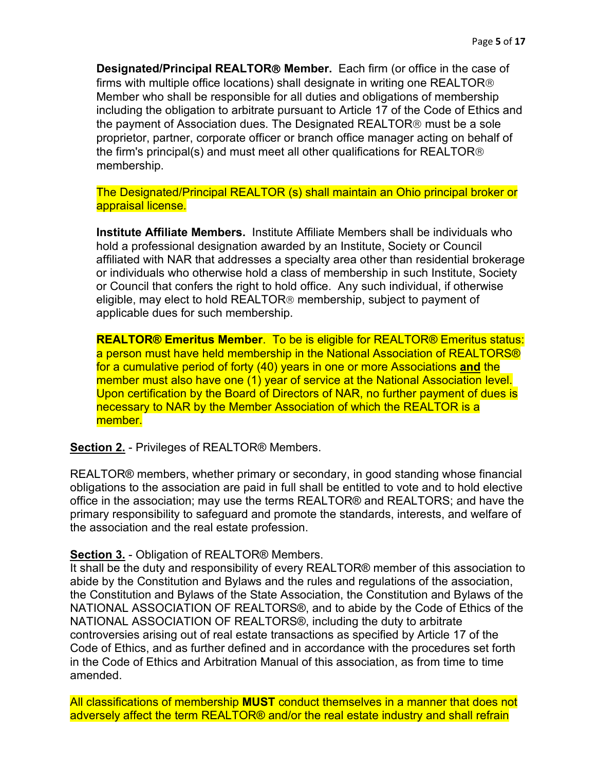**Designated/Principal REALTOR® Member.** Each firm (or office in the case of firms with multiple office locations) shall designate in writing one REALTOR® Member who shall be responsible for all duties and obligations of membership including the obligation to arbitrate pursuant to Article 17 of the Code of Ethics and the payment of Association dues. The Designated REALTOR® must be a sole proprietor, partner, corporate officer or branch office manager acting on behalf of the firm's principal(s) and must meet all other qualifications for REALTOR® membership.

The Designated/Principal REALTOR (s) shall maintain an Ohio principal broker or appraisal license.

**Institute Affiliate Members.** Institute Affiliate Members shall be individuals who hold a professional designation awarded by an Institute, Society or Council affiliated with NAR that addresses a specialty area other than residential brokerage or individuals who otherwise hold a class of membership in such Institute, Society or Council that confers the right to hold office. Any such individual, if otherwise eligible, may elect to hold REALTOR® membership, subject to payment of applicable dues for such membership.

**REALTOR® Emeritus Member**. To be is eligible for REALTOR® Emeritus status: a person must have held membership in the National Association of REALTORS® for a cumulative period of forty (40) years in one or more Associations **and** the member must also have one (1) year of service at the National Association level. Upon certification by the Board of Directors of NAR, no further payment of dues is necessary to NAR by the Member Association of which the REALTOR is a member.

**Section 2.** - Privileges of REALTOR® Members.

REALTOR® members, whether primary or secondary, in good standing whose financial obligations to the association are paid in full shall be entitled to vote and to hold elective office in the association; may use the terms REALTOR® and REALTORS; and have the primary responsibility to safeguard and promote the standards, interests, and welfare of the association and the real estate profession.

**Section 3.** - Obligation of REALTOR® Members.

It shall be the duty and responsibility of every REALTOR® member of this association to abide by the Constitution and Bylaws and the rules and regulations of the association, the Constitution and Bylaws of the State Association, the Constitution and Bylaws of the NATIONAL ASSOCIATION OF REALTORS®, and to abide by the Code of Ethics of the NATIONAL ASSOCIATION OF REALTORS®, including the duty to arbitrate controversies arising out of real estate transactions as specified by Article 17 of the Code of Ethics, and as further defined and in accordance with the procedures set forth in the Code of Ethics and Arbitration Manual of this association, as from time to time amended.

All classifications of membership **MUST** conduct themselves in a manner that does not adversely affect the term REALTOR® and/or the real estate industry and shall refrain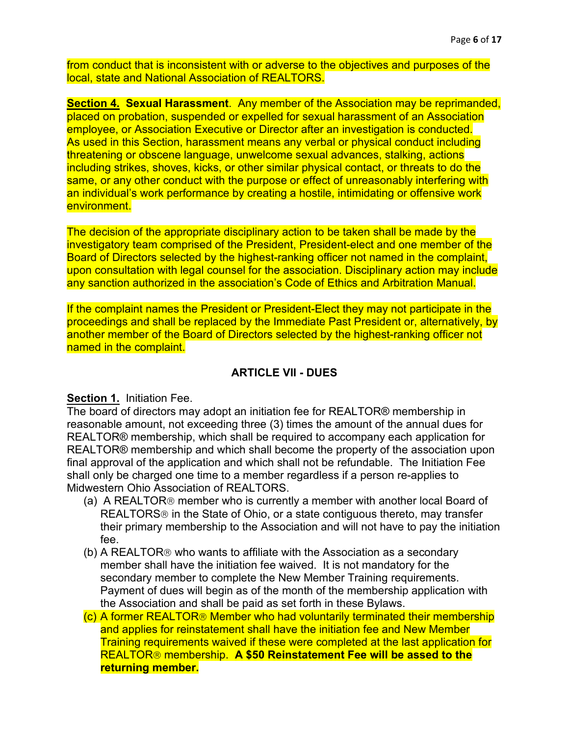from conduct that is inconsistent with or adverse to the objectives and purposes of the local, state and National Association of REALTORS.

**Section 4. Sexual Harassment**. Any member of the Association may be reprimanded, placed on probation, suspended or expelled for sexual harassment of an Association employee, or Association Executive or Director after an investigation is conducted. As used in this Section, harassment means any verbal or physical conduct including threatening or obscene language, unwelcome sexual advances, stalking, actions including strikes, shoves, kicks, or other similar physical contact, or threats to do the same, or any other conduct with the purpose or effect of unreasonably interfering with an individual's work performance by creating a hostile, intimidating or offensive work environment.

The decision of the appropriate disciplinary action to be taken shall be made by the investigatory team comprised of the President, President-elect and one member of the Board of Directors selected by the highest-ranking officer not named in the complaint, upon consultation with legal counsel for the association. Disciplinary action may include any sanction authorized in the association's Code of Ethics and Arbitration Manual.

If the complaint names the President or President-Elect they may not participate in the proceedings and shall be replaced by the Immediate Past President or, alternatively, by another member of the Board of Directors selected by the highest-ranking officer not named in the complaint.

## ARTICLE VII - DUES

**Section 1.** Initiation Fee.
The board of directors may adopt an initiation fee for REALTOR® membership in reasonable amount, not exceeding three (3) times the amount of the annual dues for REALTOR® membership, which shall be required to accompany each application for REALTOR® membership and which shall become the property of the association upon final approval of the application and which shall not be refundable. The Initiation Fee shall only be charged one time to a member regardless if a person re-applies to Midwestern Ohio Association of REALTORS.

(a) A REALTOR® member who is currently a member with another local Board of REALTORS® in the State of Ohio, or a state contiguous thereto, may transfer their primary membership to the Association and will not have to pay the initiation fee.

(b) A REALTOR® who wants to affiliate with the Association as a secondary member shall have the initiation fee waived. It is not mandatory for the secondary member to complete the New Member Training requirements. Payment of dues will begin as of the month of the membership application with the Association and shall be paid as set forth in these Bylaws.

(c) A former REALTOR® Member who had voluntarily terminated their membership and applies for reinstatement shall have the initiation fee and New Member Training requirements waived if these were completed at the last application for REALTOR® membership. **A $50 Reinstatement Fee will be assed to the returning member.**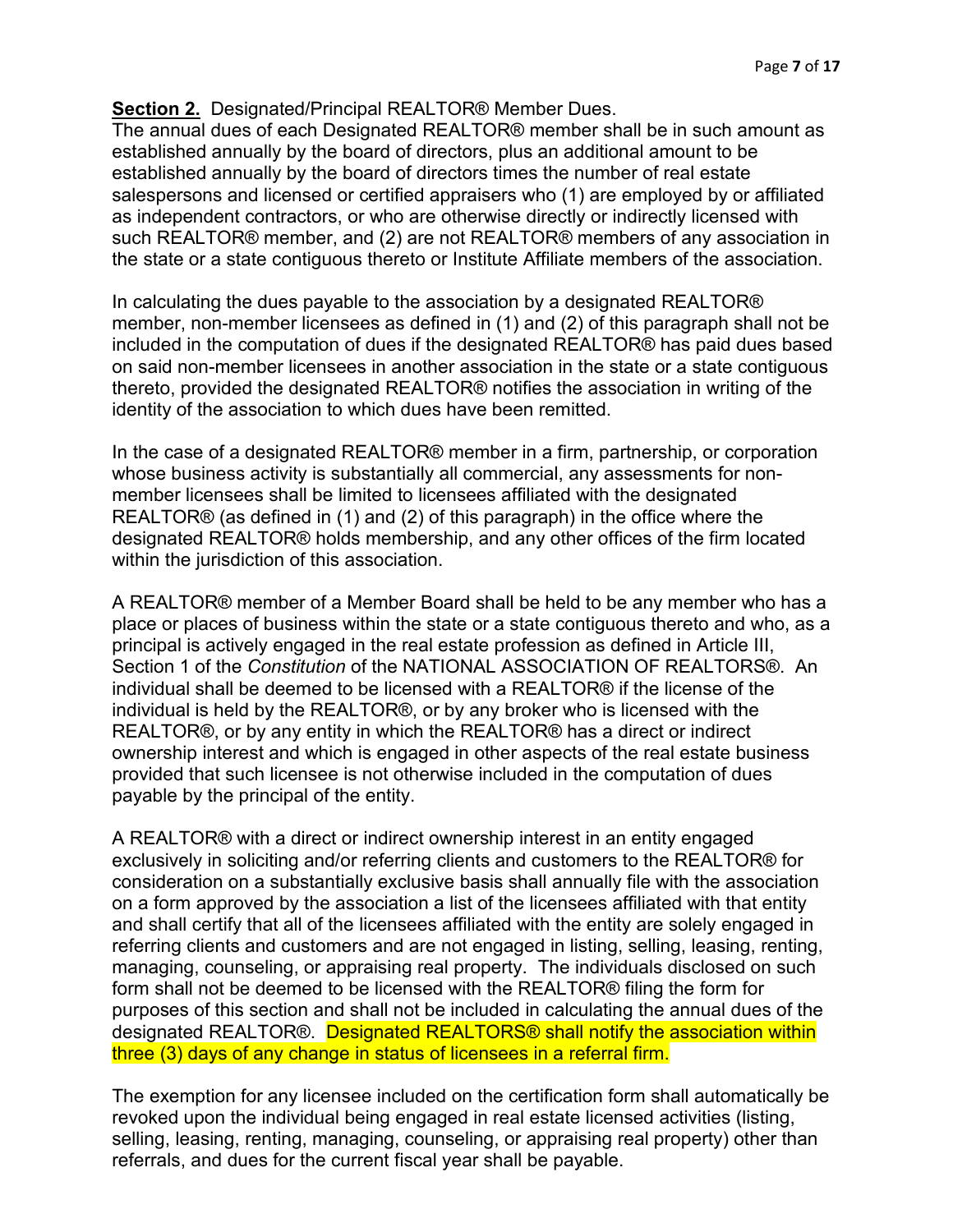**<u>Section 2.</u>** Designated/Principal REALTOR® Member Dues.
The annual dues of each Designated REALTOR® member shall be in such amount as established annually by the board of directors, plus an additional amount to be established annually by the board of directors times the number of real estate salespersons and licensed or certified appraisers who (1) are employed by or affiliated as independent contractors, or who are otherwise directly or indirectly licensed with such REALTOR® member, and (2) are not REALTOR® members of any association in the state or a state contiguous thereto or Institute Affiliate members of the association.

In calculating the dues payable to the association by a designated REALTOR® member, non-member licensees as defined in (1) and (2) of this paragraph shall not be included in the computation of dues if the designated REALTOR® has paid dues based on said non-member licensees in another association in the state or a state contiguous thereto, provided the designated REALTOR® notifies the association in writing of the identity of the association to which dues have been remitted.

In the case of a designated REALTOR® member in a firm, partnership, or corporation whose business activity is substantially all commercial, any assessments for non-member licensees shall be limited to licensees affiliated with the designated REALTOR® (as defined in (1) and (2) of this paragraph) in the office where the designated REALTOR® holds membership, and any other offices of the firm located within the jurisdiction of this association.

A REALTOR® member of a Member Board shall be held to be any member who has a place or places of business within the state or a state contiguous thereto and who, as a principal is actively engaged in the real estate profession as defined in Article III, Section 1 of the *Constitution* of the NATIONAL ASSOCIATION OF REALTORS®. An individual shall be deemed to be licensed with a REALTOR® if the license of the individual is held by the REALTOR®, or by any broker who is licensed with the REALTOR®, or by any entity in which the REALTOR® has a direct or indirect ownership interest and which is engaged in other aspects of the real estate business provided that such licensee is not otherwise included in the computation of dues payable by the principal of the entity.

A REALTOR® with a direct or indirect ownership interest in an entity engaged exclusively in soliciting and/or referring clients and customers to the REALTOR® for consideration on a substantially exclusive basis shall annually file with the association on a form approved by the association a list of the licensees affiliated with that entity and shall certify that all of the licensees affiliated with the entity are solely engaged in referring clients and customers and are not engaged in listing, selling, leasing, renting, managing, counseling, or appraising real property. The individuals disclosed on such form shall not be deemed to be licensed with the REALTOR® filing the form for purposes of this section and shall not be included in calculating the annual dues of the designated REALTOR®. Designated REALTORS® shall notify the association within three (3) days of any change in status of licensees in a referral firm.

The exemption for any licensee included on the certification form shall automatically be revoked upon the individual being engaged in real estate licensed activities (listing, selling, leasing, renting, managing, counseling, or appraising real property) other than referrals, and dues for the current fiscal year shall be payable.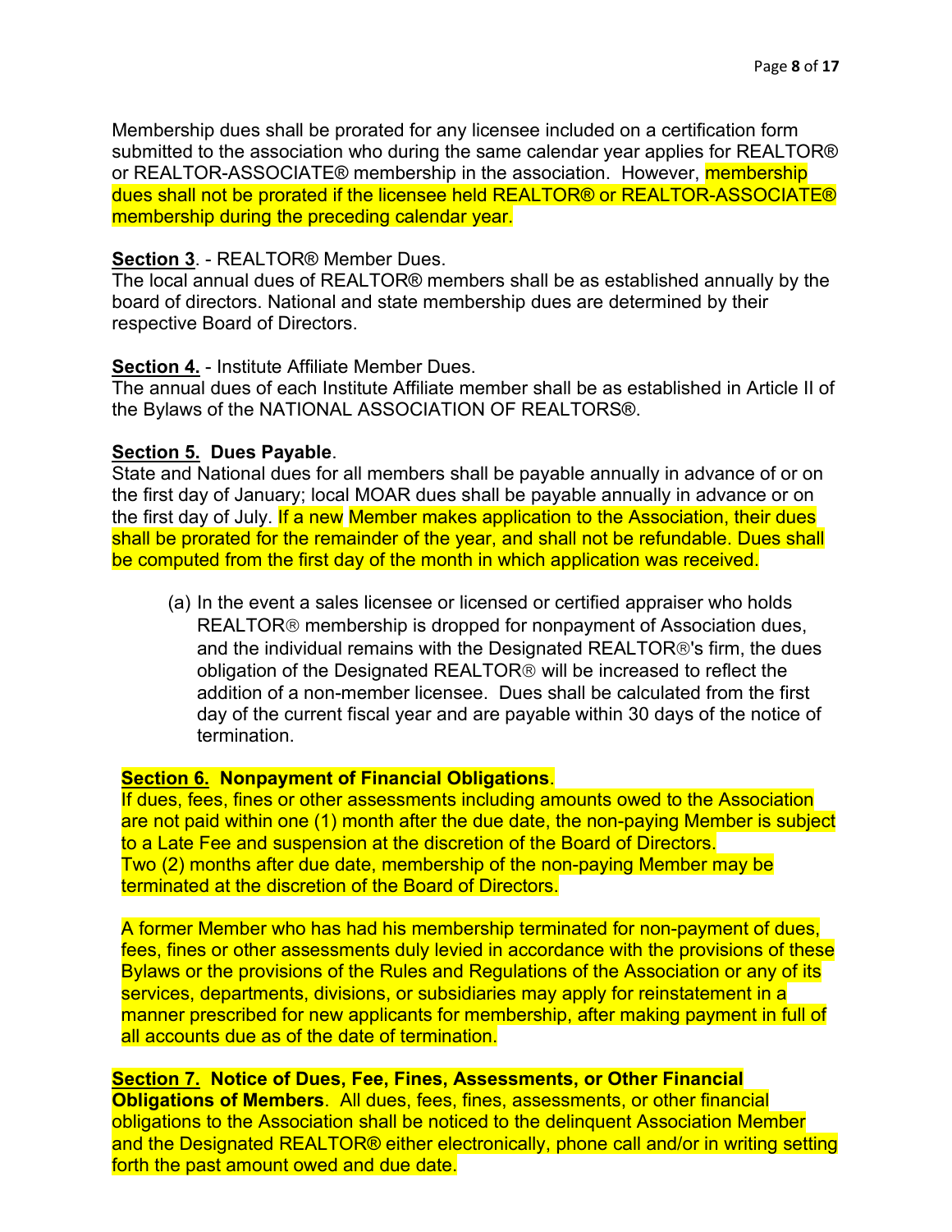Membership dues shall be prorated for any licensee included on a certification form submitted to the association who during the same calendar year applies for REALTOR® or REALTOR-ASSOCIATE® membership in the association. However, membership dues shall not be prorated if the licensee held REALTOR® or REALTOR-ASSOCIATE® membership during the preceding calendar year.

**Section 3**. - REALTOR® Member Dues.
The local annual dues of REALTOR® members shall be as established annually by the board of directors. National and state membership dues are determined by their respective Board of Directors.

**Section 4.** - Institute Affiliate Member Dues.
The annual dues of each Institute Affiliate member shall be as established in Article II of the Bylaws of the NATIONAL ASSOCIATION OF REALTORS®.

**Section 5. Dues Payable**.
State and National dues for all members shall be payable annually in advance of or on the first day of January; local MOAR dues shall be payable annually in advance or on the first day of July. If a new Member makes application to the Association, their dues shall be prorated for the remainder of the year, and shall not be refundable. Dues shall be computed from the first day of the month in which application was received.

(a) In the event a sales licensee or licensed or certified appraiser who holds REALTOR® membership is dropped for nonpayment of Association dues, and the individual remains with the Designated REALTOR®'s firm, the dues obligation of the Designated REALTOR® will be increased to reflect the addition of a non-member licensee. Dues shall be calculated from the first day of the current fiscal year and are payable within 30 days of the notice of termination.

**Section 6. Nonpayment of Financial Obligations**.
If dues, fees, fines or other assessments including amounts owed to the Association are not paid within one (1) month after the due date, the non-paying Member is subject to a Late Fee and suspension at the discretion of the Board of Directors.
Two (2) months after due date, membership of the non-paying Member may be terminated at the discretion of the Board of Directors.

A former Member who has had his membership terminated for non-payment of dues, fees, fines or other assessments duly levied in accordance with the provisions of these Bylaws or the provisions of the Rules and Regulations of the Association or any of its services, departments, divisions, or subsidiaries may apply for reinstatement in a manner prescribed for new applicants for membership, after making payment in full of all accounts due as of the date of termination.

**Section 7. Notice of Dues, Fee, Fines, Assessments, or Other Financial Obligations of Members**. All dues, fees, fines, assessments, or other financial obligations to the Association shall be noticed to the delinquent Association Member and the Designated REALTOR® either electronically, phone call and/or in writing setting forth the past amount owed and due date.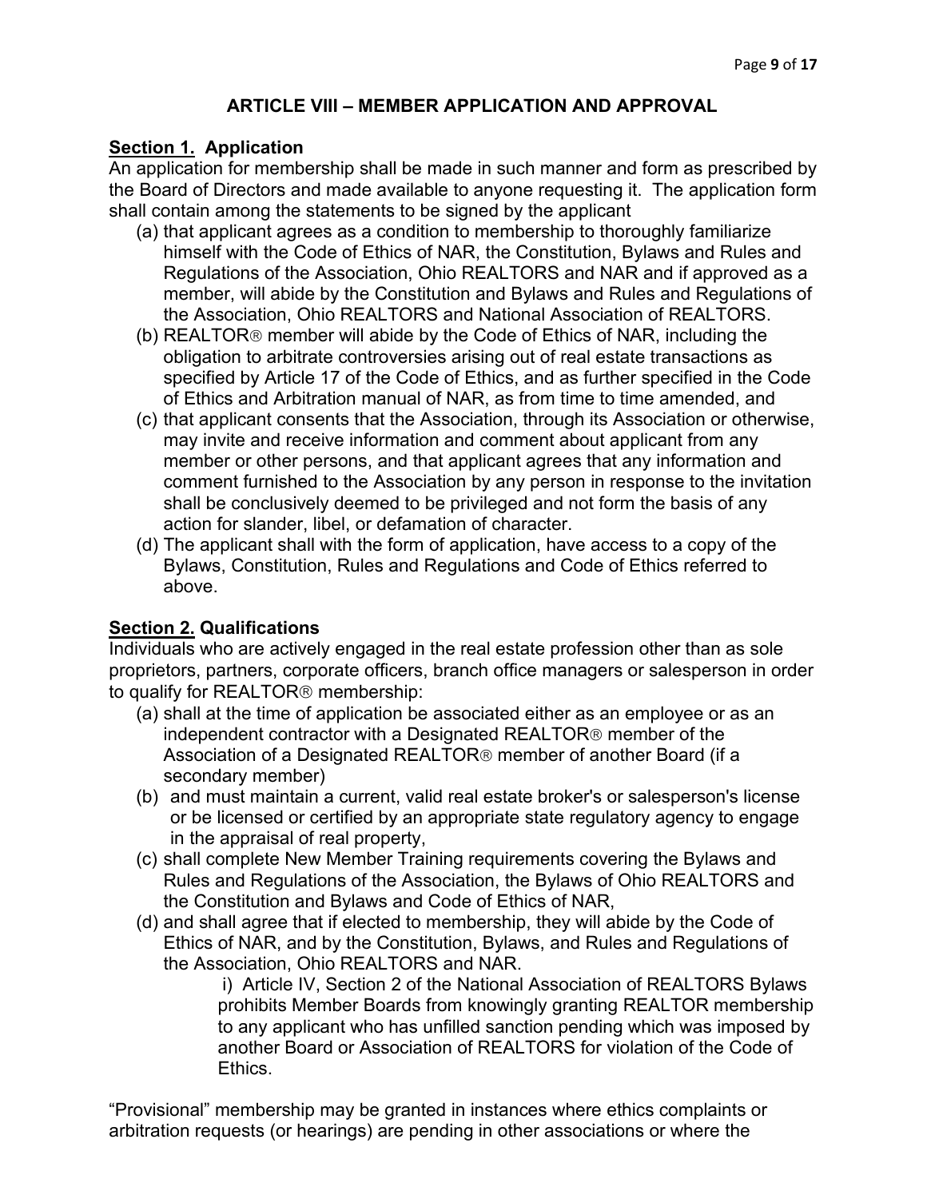## ARTICLE VIII – MEMBER APPLICATION AND APPROVAL

**Section 1. Application**

An application for membership shall be made in such manner and form as prescribed by the Board of Directors and made available to anyone requesting it. The application form shall contain among the statements to be signed by the applicant

(a) that applicant agrees as a condition to membership to thoroughly familiarize himself with the Code of Ethics of NAR, the Constitution, Bylaws and Rules and Regulations of the Association, Ohio REALTORS and NAR and if approved as a member, will abide by the Constitution and Bylaws and Rules and Regulations of the Association, Ohio REALTORS and National Association of REALTORS.

(b) REALTOR® member will abide by the Code of Ethics of NAR, including the obligation to arbitrate controversies arising out of real estate transactions as specified by Article 17 of the Code of Ethics, and as further specified in the Code of Ethics and Arbitration manual of NAR, as from time to time amended, and

(c) that applicant consents that the Association, through its Association or otherwise, may invite and receive information and comment about applicant from any member or other persons, and that applicant agrees that any information and comment furnished to the Association by any person in response to the invitation shall be conclusively deemed to be privileged and not form the basis of any action for slander, libel, or defamation of character.

(d) The applicant shall with the form of application, have access to a copy of the Bylaws, Constitution, Rules and Regulations and Code of Ethics referred to above.

**Section 2. Qualifications**

Individuals who are actively engaged in the real estate profession other than as sole proprietors, partners, corporate officers, branch office managers or salesperson in order to qualify for REALTOR® membership:

(a) shall at the time of application be associated either as an employee or as an independent contractor with a Designated REALTOR® member of the Association of a Designated REALTOR® member of another Board (if a secondary member)

(b) and must maintain a current, valid real estate broker's or salesperson's license or be licensed or certified by an appropriate state regulatory agency to engage in the appraisal of real property,

(c) shall complete New Member Training requirements covering the Bylaws and Rules and Regulations of the Association, the Bylaws of Ohio REALTORS and the Constitution and Bylaws and Code of Ethics of NAR,

(d) and shall agree that if elected to membership, they will abide by the Code of Ethics of NAR, and by the Constitution, Bylaws, and Rules and Regulations of the Association, Ohio REALTORS and NAR.

  i) Article IV, Section 2 of the National Association of REALTORS Bylaws prohibits Member Boards from knowingly granting REALTOR membership to any applicant who has unfilled sanction pending which was imposed by another Board or Association of REALTORS for violation of the Code of Ethics.

"Provisional" membership may be granted in instances where ethics complaints or arbitration requests (or hearings) are pending in other associations or where the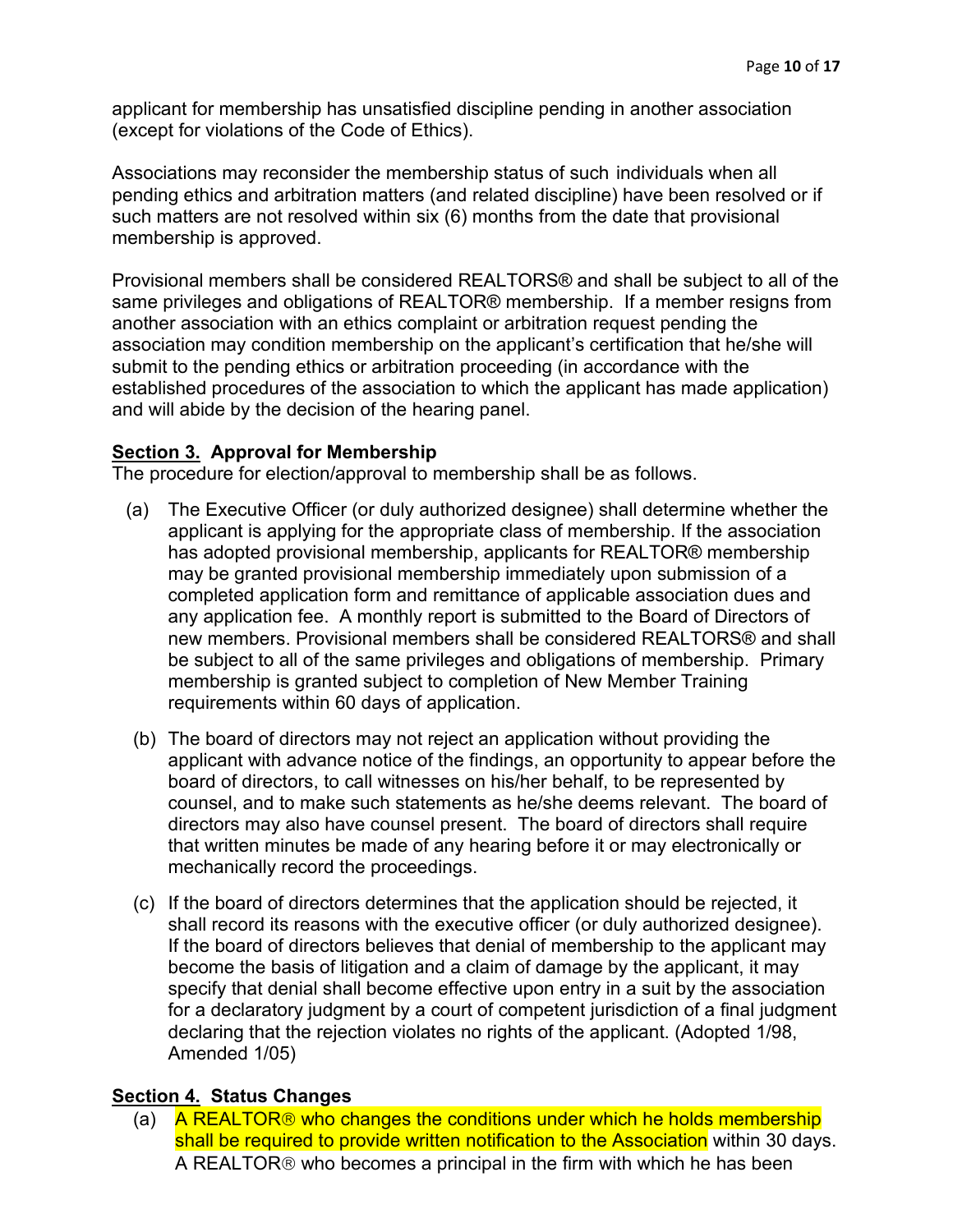applicant for membership has unsatisfied discipline pending in another association (except for violations of the Code of Ethics).

Associations may reconsider the membership status of such individuals when all pending ethics and arbitration matters (and related discipline) have been resolved or if such matters are not resolved within six (6) months from the date that provisional membership is approved.

Provisional members shall be considered REALTORS® and shall be subject to all of the same privileges and obligations of REALTOR® membership. If a member resigns from another association with an ethics complaint or arbitration request pending the association may condition membership on the applicant's certification that he/she will submit to the pending ethics or arbitration proceeding (in accordance with the established procedures of the association to which the applicant has made application) and will abide by the decision of the hearing panel.

**Section 3. Approval for Membership**

The procedure for election/approval to membership shall be as follows.

(a) The Executive Officer (or duly authorized designee) shall determine whether the applicant is applying for the appropriate class of membership. If the association has adopted provisional membership, applicants for REALTOR® membership may be granted provisional membership immediately upon submission of a completed application form and remittance of applicable association dues and any application fee. A monthly report is submitted to the Board of Directors of new members. Provisional members shall be considered REALTORS® and shall be subject to all of the same privileges and obligations of membership. Primary membership is granted subject to completion of New Member Training requirements within 60 days of application.

(b) The board of directors may not reject an application without providing the applicant with advance notice of the findings, an opportunity to appear before the board of directors, to call witnesses on his/her behalf, to be represented by counsel, and to make such statements as he/she deems relevant. The board of directors may also have counsel present. The board of directors shall require that written minutes be made of any hearing before it or may electronically or mechanically record the proceedings.

(c) If the board of directors determines that the application should be rejected, it shall record its reasons with the executive officer (or duly authorized designee). If the board of directors believes that denial of membership to the applicant may become the basis of litigation and a claim of damage by the applicant, it may specify that denial shall become effective upon entry in a suit by the association for a declaratory judgment by a court of competent jurisdiction of a final judgment declaring that the rejection violates no rights of the applicant. (Adopted 1/98, Amended 1/05)

**Section 4. Status Changes**

(a) A REALTOR® who changes the conditions under which he holds membership shall be required to provide written notification to the Association within 30 days. A REALTOR® who becomes a principal in the firm with which he has been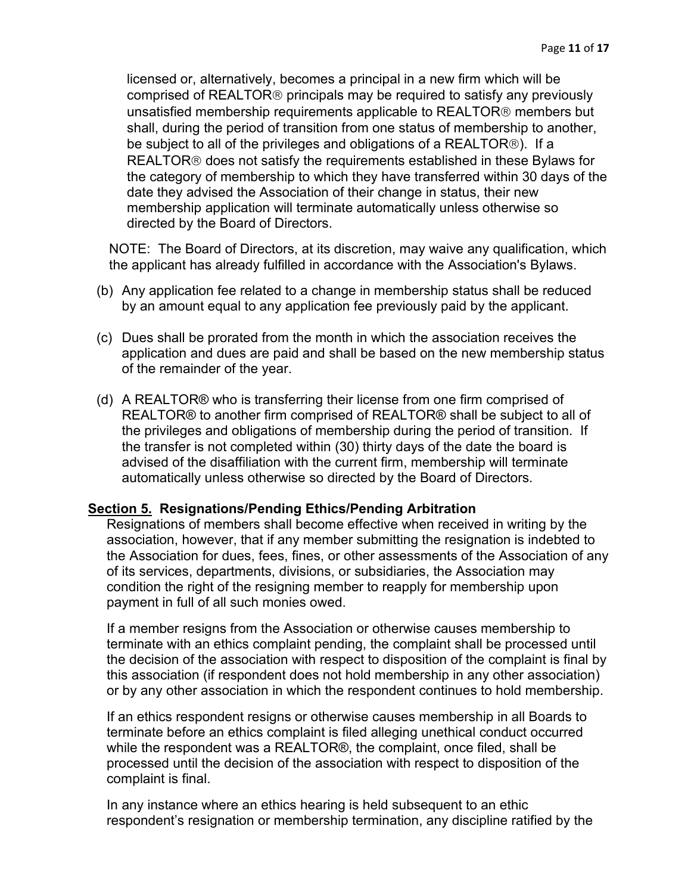licensed or, alternatively, becomes a principal in a new firm which will be comprised of REALTOR® principals may be required to satisfy any previously unsatisfied membership requirements applicable to REALTOR® members but shall, during the period of transition from one status of membership to another, be subject to all of the privileges and obligations of a REALTOR®). If a REALTOR® does not satisfy the requirements established in these Bylaws for the category of membership to which they have transferred within 30 days of the date they advised the Association of their change in status, their new membership application will terminate automatically unless otherwise so directed by the Board of Directors.

NOTE: The Board of Directors, at its discretion, may waive any qualification, which the applicant has already fulfilled in accordance with the Association's Bylaws.

(b) Any application fee related to a change in membership status shall be reduced by an amount equal to any application fee previously paid by the applicant.

(c) Dues shall be prorated from the month in which the association receives the application and dues are paid and shall be based on the new membership status of the remainder of the year.

(d) A REALTOR® who is transferring their license from one firm comprised of REALTOR® to another firm comprised of REALTOR® shall be subject to all of the privileges and obligations of membership during the period of transition. If the transfer is not completed within (30) thirty days of the date the board is advised of the disaffiliation with the current firm, membership will terminate automatically unless otherwise so directed by the Board of Directors.

**<u>Section 5.</u> Resignations/Pending Ethics/Pending Arbitration**

Resignations of members shall become effective when received in writing by the association, however, that if any member submitting the resignation is indebted to the Association for dues, fees, fines, or other assessments of the Association of any of its services, departments, divisions, or subsidiaries, the Association may condition the right of the resigning member to reapply for membership upon payment in full of all such monies owed.

If a member resigns from the Association or otherwise causes membership to terminate with an ethics complaint pending, the complaint shall be processed until the decision of the association with respect to disposition of the complaint is final by this association (if respondent does not hold membership in any other association) or by any other association in which the respondent continues to hold membership.

If an ethics respondent resigns or otherwise causes membership in all Boards to terminate before an ethics complaint is filed alleging unethical conduct occurred while the respondent was a REALTOR®, the complaint, once filed, shall be processed until the decision of the association with respect to disposition of the complaint is final.

In any instance where an ethics hearing is held subsequent to an ethic respondent's resignation or membership termination, any discipline ratified by the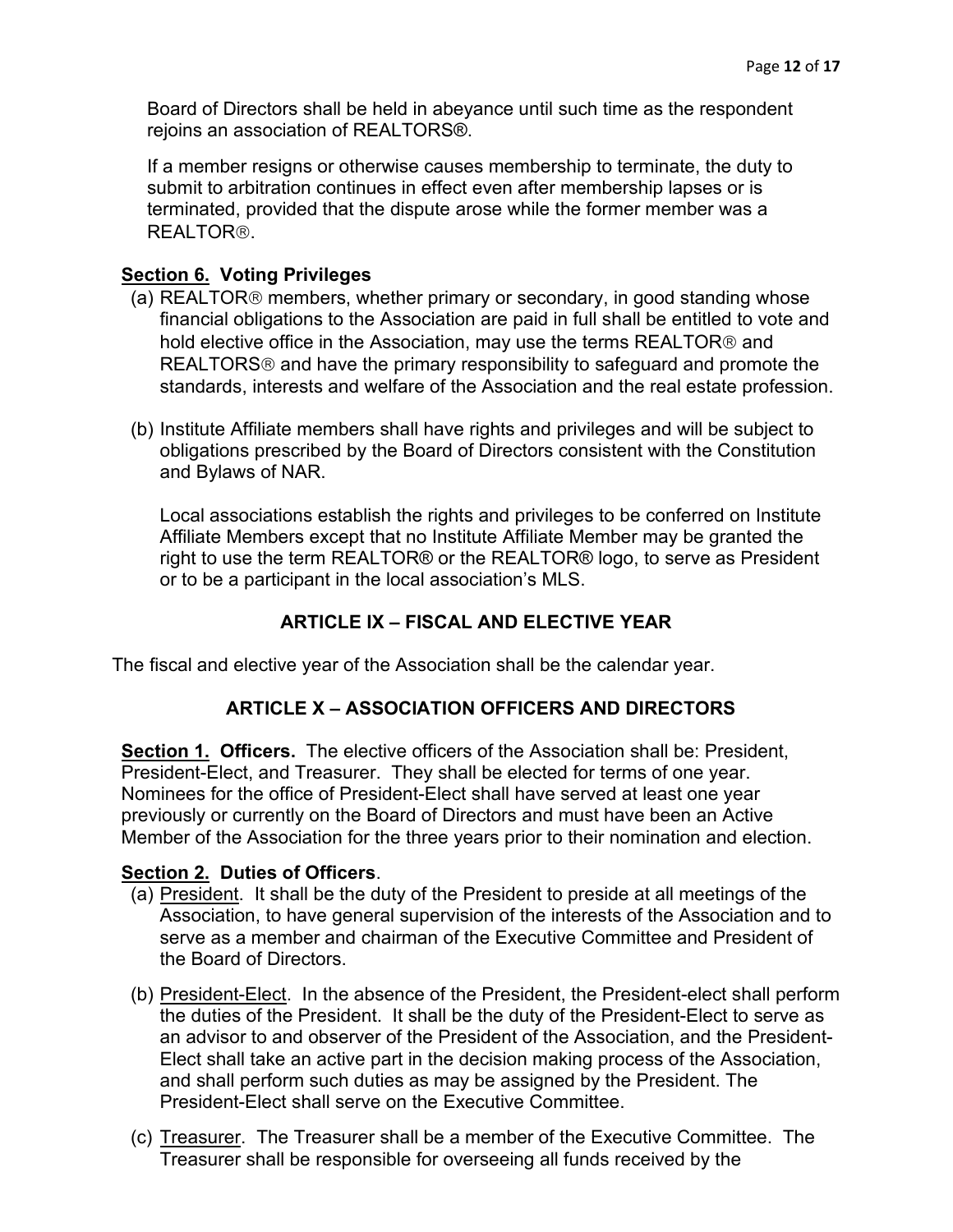Board of Directors shall be held in abeyance until such time as the respondent rejoins an association of REALTORS®.

If a member resigns or otherwise causes membership to terminate, the duty to submit to arbitration continues in effect even after membership lapses or is terminated, provided that the dispute arose while the former member was a REALTOR®.

**Section 6. Voting Privileges**

(a) REALTOR® members, whether primary or secondary, in good standing whose financial obligations to the Association are paid in full shall be entitled to vote and hold elective office in the Association, may use the terms REALTOR® and REALTORS® and have the primary responsibility to safeguard and promote the standards, interests and welfare of the Association and the real estate profession.

(b) Institute Affiliate members shall have rights and privileges and will be subject to obligations prescribed by the Board of Directors consistent with the Constitution and Bylaws of NAR.

Local associations establish the rights and privileges to be conferred on Institute Affiliate Members except that no Institute Affiliate Member may be granted the right to use the term REALTOR® or the REALTOR® logo, to serve as President or to be a participant in the local association's MLS.

## ARTICLE IX – FISCAL AND ELECTIVE YEAR

The fiscal and elective year of the Association shall be the calendar year.

## ARTICLE X – ASSOCIATION OFFICERS AND DIRECTORS

**Section 1. Officers.** The elective officers of the Association shall be: President, President-Elect, and Treasurer. They shall be elected for terms of one year. Nominees for the office of President-Elect shall have served at least one year previously or currently on the Board of Directors and must have been an Active Member of the Association for the three years prior to their nomination and election.

**Section 2. Duties of Officers**.

(a) President. It shall be the duty of the President to preside at all meetings of the Association, to have general supervision of the interests of the Association and to serve as a member and chairman of the Executive Committee and President of the Board of Directors.

(b) President-Elect. In the absence of the President, the President-elect shall perform the duties of the President. It shall be the duty of the President-Elect to serve as an advisor to and observer of the President of the Association, and the President-Elect shall take an active part in the decision making process of the Association, and shall perform such duties as may be assigned by the President. The President-Elect shall serve on the Executive Committee.

(c) Treasurer. The Treasurer shall be a member of the Executive Committee. The Treasurer shall be responsible for overseeing all funds received by the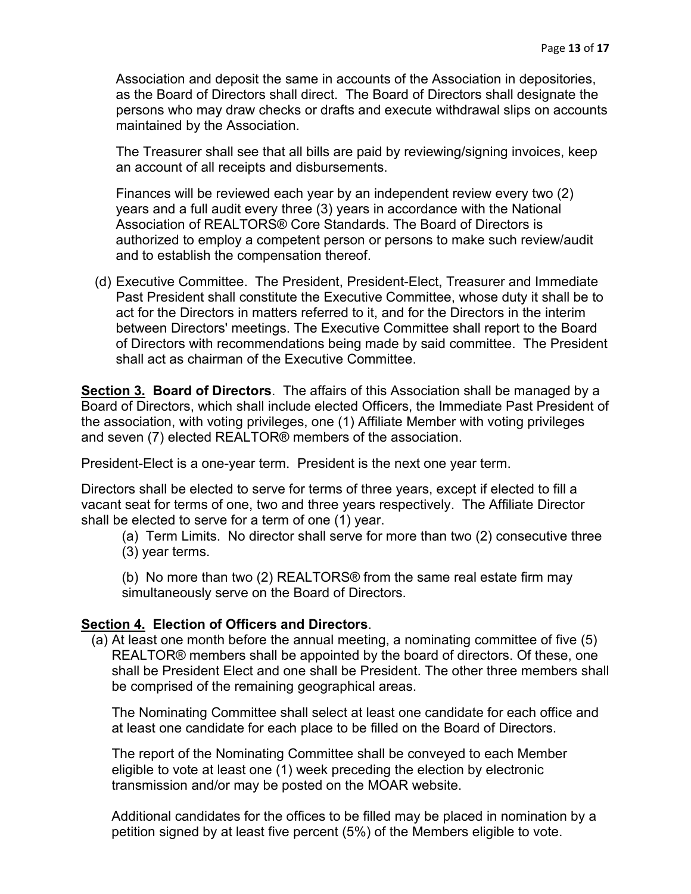Association and deposit the same in accounts of the Association in depositories, as the Board of Directors shall direct. The Board of Directors shall designate the persons who may draw checks or drafts and execute withdrawal slips on accounts maintained by the Association.

The Treasurer shall see that all bills are paid by reviewing/signing invoices, keep an account of all receipts and disbursements.

Finances will be reviewed each year by an independent review every two (2) years and a full audit every three (3) years in accordance with the National Association of REALTORS® Core Standards. The Board of Directors is authorized to employ a competent person or persons to make such review/audit and to establish the compensation thereof.

(d) Executive Committee. The President, President-Elect, Treasurer and Immediate Past President shall constitute the Executive Committee, whose duty it shall be to act for the Directors in matters referred to it, and for the Directors in the interim between Directors' meetings. The Executive Committee shall report to the Board of Directors with recommendations being made by said committee. The President shall act as chairman of the Executive Committee.

**Section 3. Board of Directors**. The affairs of this Association shall be managed by a Board of Directors, which shall include elected Officers, the Immediate Past President of the association, with voting privileges, one (1) Affiliate Member with voting privileges and seven (7) elected REALTOR® members of the association.

President-Elect is a one-year term. President is the next one year term.

Directors shall be elected to serve for terms of three years, except if elected to fill a vacant seat for terms of one, two and three years respectively. The Affiliate Director shall be elected to serve for a term of one (1) year.

(a) Term Limits. No director shall serve for more than two (2) consecutive three (3) year terms.

(b) No more than two (2) REALTORS® from the same real estate firm may simultaneously serve on the Board of Directors.

**Section 4. Election of Officers and Directors**.

(a) At least one month before the annual meeting, a nominating committee of five (5) REALTOR® members shall be appointed by the board of directors. Of these, one shall be President Elect and one shall be President. The other three members shall be comprised of the remaining geographical areas.

The Nominating Committee shall select at least one candidate for each office and at least one candidate for each place to be filled on the Board of Directors.

The report of the Nominating Committee shall be conveyed to each Member eligible to vote at least one (1) week preceding the election by electronic transmission and/or may be posted on the MOAR website.

Additional candidates for the offices to be filled may be placed in nomination by a petition signed by at least five percent (5%) of the Members eligible to vote.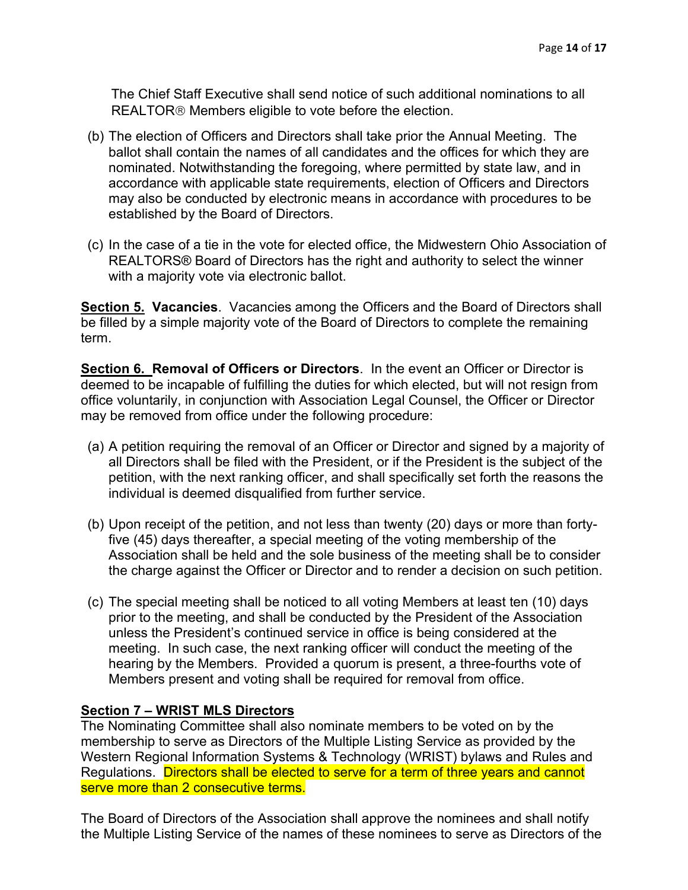The Chief Staff Executive shall send notice of such additional nominations to all REALTOR® Members eligible to vote before the election.

(b) The election of Officers and Directors shall take prior the Annual Meeting. The ballot shall contain the names of all candidates and the offices for which they are nominated. Notwithstanding the foregoing, where permitted by state law, and in accordance with applicable state requirements, election of Officers and Directors may also be conducted by electronic means in accordance with procedures to be established by the Board of Directors.

(c) In the case of a tie in the vote for elected office, the Midwestern Ohio Association of REALTORS® Board of Directors has the right and authority to select the winner with a majority vote via electronic ballot.

**Section 5. Vacancies**. Vacancies among the Officers and the Board of Directors shall be filled by a simple majority vote of the Board of Directors to complete the remaining term.

**Section 6. Removal of Officers or Directors**. In the event an Officer or Director is deemed to be incapable of fulfilling the duties for which elected, but will not resign from office voluntarily, in conjunction with Association Legal Counsel, the Officer or Director may be removed from office under the following procedure:

(a) A petition requiring the removal of an Officer or Director and signed by a majority of all Directors shall be filed with the President, or if the President is the subject of the petition, with the next ranking officer, and shall specifically set forth the reasons the individual is deemed disqualified from further service.

(b) Upon receipt of the petition, and not less than twenty (20) days or more than forty-five (45) days thereafter, a special meeting of the voting membership of the Association shall be held and the sole business of the meeting shall be to consider the charge against the Officer or Director and to render a decision on such petition.

(c) The special meeting shall be noticed to all voting Members at least ten (10) days prior to the meeting, and shall be conducted by the President of the Association unless the President's continued service in office is being considered at the meeting. In such case, the next ranking officer will conduct the meeting of the hearing by the Members. Provided a quorum is present, a three-fourths vote of Members present and voting shall be required for removal from office.

**Section 7 – WRIST MLS Directors**

The Nominating Committee shall also nominate members to be voted on by the membership to serve as Directors of the Multiple Listing Service as provided by the Western Regional Information Systems & Technology (WRIST) bylaws and Rules and Regulations. Directors shall be elected to serve for a term of three years and cannot serve more than 2 consecutive terms.

The Board of Directors of the Association shall approve the nominees and shall notify the Multiple Listing Service of the names of these nominees to serve as Directors of the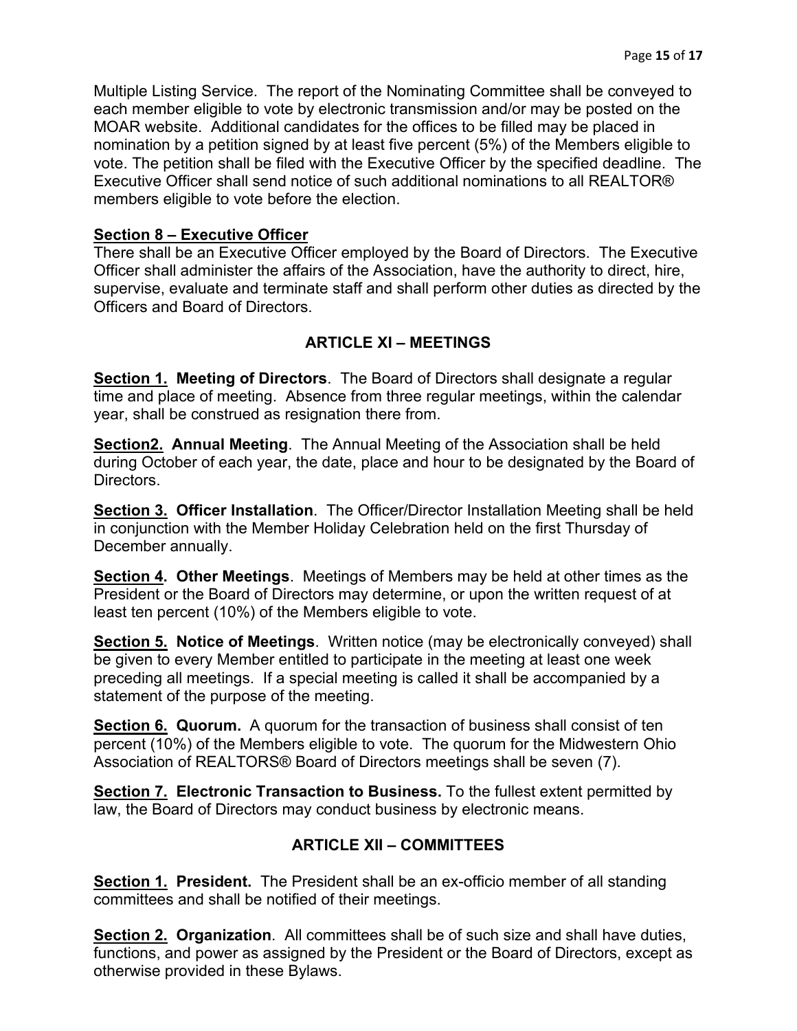Multiple Listing Service. The report of the Nominating Committee shall be conveyed to each member eligible to vote by electronic transmission and/or may be posted on the MOAR website. Additional candidates for the offices to be filled may be placed in nomination by a petition signed by at least five percent (5%) of the Members eligible to vote. The petition shall be filed with the Executive Officer by the specified deadline. The Executive Officer shall send notice of such additional nominations to all REALTOR® members eligible to vote before the election.

**Section 8 – Executive Officer**

There shall be an Executive Officer employed by the Board of Directors. The Executive Officer shall administer the affairs of the Association, have the authority to direct, hire, supervise, evaluate and terminate staff and shall perform other duties as directed by the Officers and Board of Directors.

## ARTICLE XI – MEETINGS

**Section 1. Meeting of Directors**. The Board of Directors shall designate a regular time and place of meeting. Absence from three regular meetings, within the calendar year, shall be construed as resignation there from.

**Section2. Annual Meeting**. The Annual Meeting of the Association shall be held during October of each year, the date, place and hour to be designated by the Board of Directors.

**Section 3. Officer Installation**. The Officer/Director Installation Meeting shall be held in conjunction with the Member Holiday Celebration held on the first Thursday of December annually.

**Section 4. Other Meetings**. Meetings of Members may be held at other times as the President or the Board of Directors may determine, or upon the written request of at least ten percent (10%) of the Members eligible to vote.

**Section 5. Notice of Meetings**. Written notice (may be electronically conveyed) shall be given to every Member entitled to participate in the meeting at least one week preceding all meetings. If a special meeting is called it shall be accompanied by a statement of the purpose of the meeting.

**Section 6. Quorum.** A quorum for the transaction of business shall consist of ten percent (10%) of the Members eligible to vote. The quorum for the Midwestern Ohio Association of REALTORS® Board of Directors meetings shall be seven (7).

**Section 7. Electronic Transaction to Business.** To the fullest extent permitted by law, the Board of Directors may conduct business by electronic means.

## ARTICLE XII – COMMITTEES

**Section 1. President.** The President shall be an ex-officio member of all standing committees and shall be notified of their meetings.

**Section 2. Organization**. All committees shall be of such size and shall have duties, functions, and power as assigned by the President or the Board of Directors, except as otherwise provided in these Bylaws.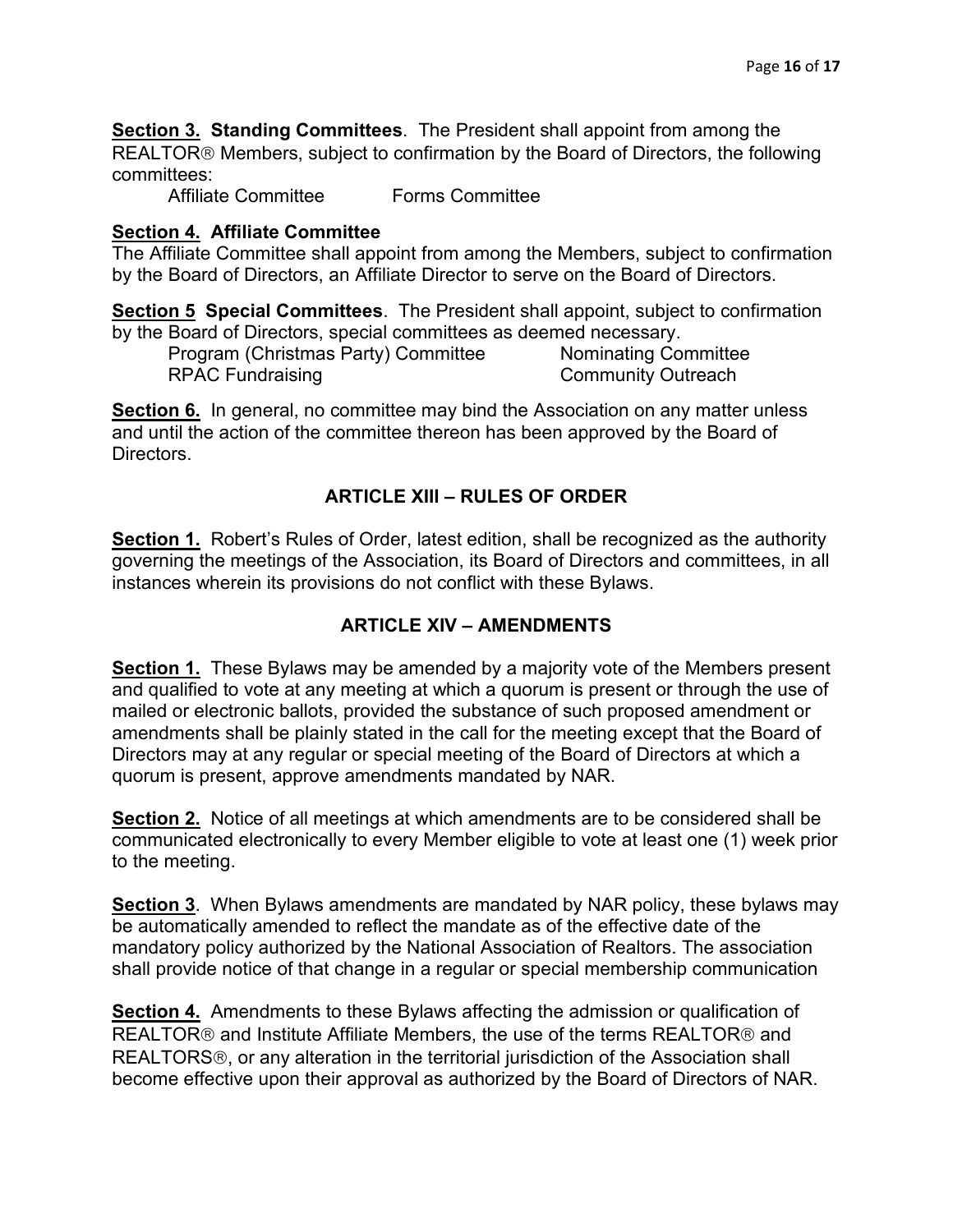**Section 3. Standing Committees**. The President shall appoint from among the REALTOR® Members, subject to confirmation by the Board of Directors, the following committees:

Affiliate Committee     Forms Committee

**Section 4. Affiliate Committee**
The Affiliate Committee shall appoint from among the Members, subject to confirmation by the Board of Directors, an Affiliate Director to serve on the Board of Directors.

**Section 5 Special Committees**. The President shall appoint, subject to confirmation by the Board of Directors, special committees as deemed necessary.

Program (Christmas Party) Committee     Nominating Committee
RPAC Fundraising     Community Outreach

**Section 6.** In general, no committee may bind the Association on any matter unless and until the action of the committee thereon has been approved by the Board of Directors.

## ARTICLE XIII – RULES OF ORDER

**Section 1.** Robert's Rules of Order, latest edition, shall be recognized as the authority governing the meetings of the Association, its Board of Directors and committees, in all instances wherein its provisions do not conflict with these Bylaws.

## ARTICLE XIV – AMENDMENTS

**Section 1.** These Bylaws may be amended by a majority vote of the Members present and qualified to vote at any meeting at which a quorum is present or through the use of mailed or electronic ballots, provided the substance of such proposed amendment or amendments shall be plainly stated in the call for the meeting except that the Board of Directors may at any regular or special meeting of the Board of Directors at which a quorum is present, approve amendments mandated by NAR.

**Section 2.** Notice of all meetings at which amendments are to be considered shall be communicated electronically to every Member eligible to vote at least one (1) week prior to the meeting.

**Section 3**. When Bylaws amendments are mandated by NAR policy, these bylaws may be automatically amended to reflect the mandate as of the effective date of the mandatory policy authorized by the National Association of Realtors. The association shall provide notice of that change in a regular or special membership communication

**Section 4.** Amendments to these Bylaws affecting the admission or qualification of REALTOR® and Institute Affiliate Members, the use of the terms REALTOR® and REALTORS®, or any alteration in the territorial jurisdiction of the Association shall become effective upon their approval as authorized by the Board of Directors of NAR.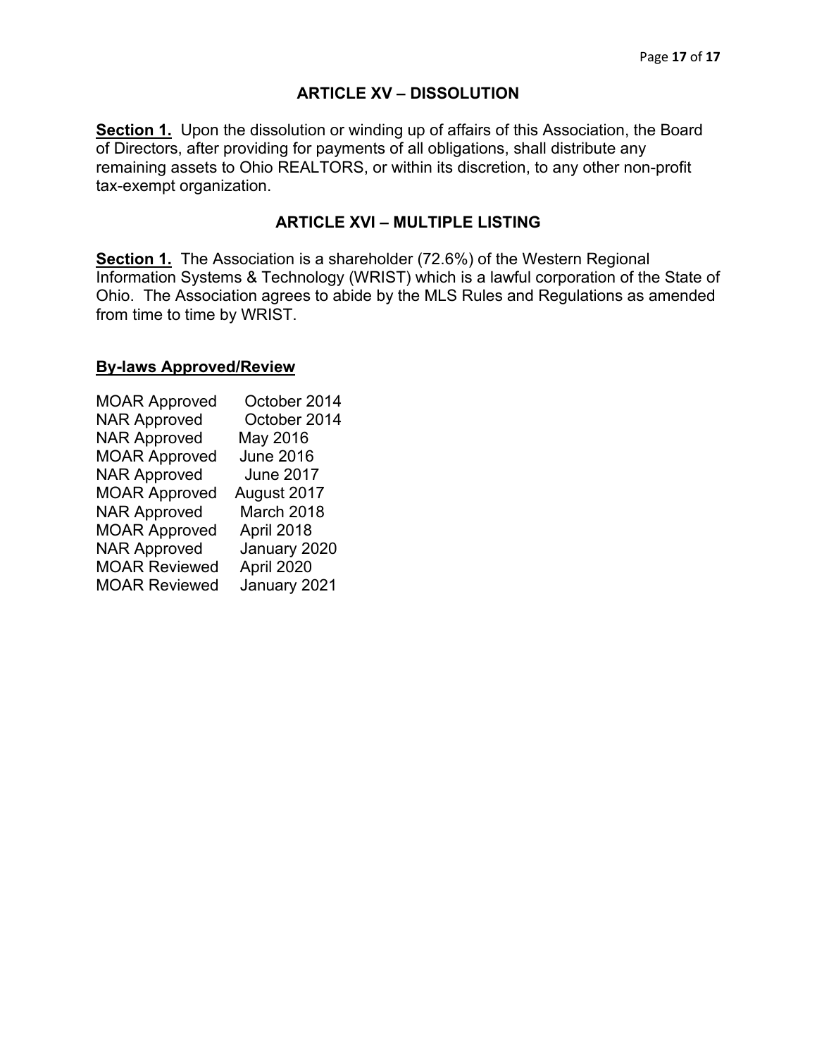## ARTICLE XV – DISSOLUTION

**Section 1.** Upon the dissolution or winding up of affairs of this Association, the Board of Directors, after providing for payments of all obligations, shall distribute any remaining assets to Ohio REALTORS, or within its discretion, to any other non-profit tax-exempt organization.

## ARTICLE XVI – MULTIPLE LISTING

**Section 1.** The Association is a shareholder (72.6%) of the Western Regional Information Systems & Technology (WRIST) which is a lawful corporation of the State of Ohio. The Association agrees to abide by the MLS Rules and Regulations as amended from time to time by WRIST.

**By-laws Approved/Review**

| | |
|---|---|
| MOAR Approved | October 2014 |
| NAR Approved | October 2014 |
| NAR Approved | May 2016 |
| MOAR Approved | June 2016 |
| NAR Approved | June 2017 |
| MOAR Approved | August 2017 |
| NAR Approved | March 2018 |
| MOAR Approved | April 2018 |
| NAR Approved | January 2020 |
| MOAR Reviewed | April 2020 |
| MOAR Reviewed | January 2021 |